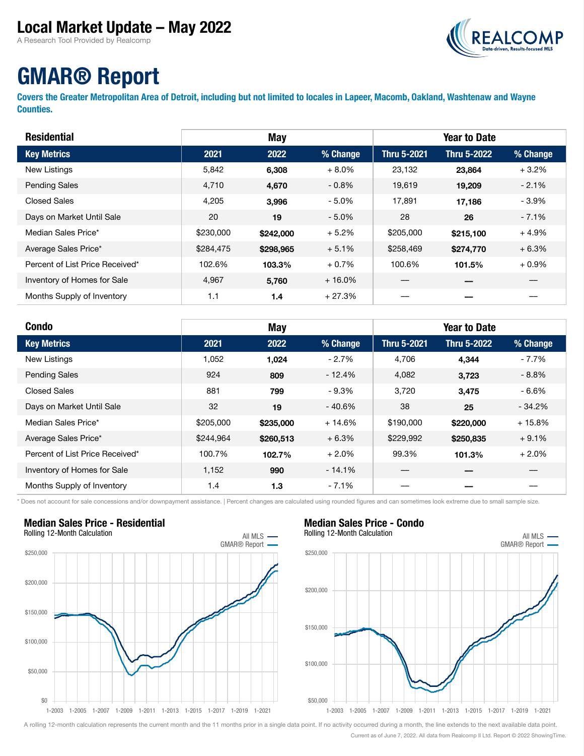# Local Market Update – May 2022

A Research Tool Provided by Realcomp

# GMAR® Report

**Covers the Greater Metropolitan Area of Detroit, including but not limited to locales in Lapeer, Macomb, Oakland, Washtenaw and Wayne Counties.**

| Residential | May | | | Year to Date | | |
|---|---|---|---|---|---|---|
| **Key Metrics** | **2021** | **2022** | **% Change** | **Thru 5-2021** | **Thru 5-2022** | **% Change** |
| New Listings | 5,842 | **6,308** | + 8.0% | 23,132 | **23,864** | + 3.2% |
| Pending Sales | 4,710 | **4,670** | - 0.8% | 19,619 | **19,209** | - 2.1% |
| Closed Sales | 4,205 | **3,996** | - 5.0% | 17,891 | **17,186** | - 3.9% |
| Days on Market Until Sale | 20 | **19** | - 5.0% | 28 | **26** | - 7.1% |
| Median Sales Price* | $230,000 | **$242,000** | + 5.2% | $205,000 | **$215,100** | + 4.9% |
| Average Sales Price* | $284,475 | **$298,965** | + 5.1% | $258,469 | **$274,770** | + 6.3% |
| Percent of List Price Received* | 102.6% | **103.3%** | + 0.7% | 100.6% | **101.5%** | + 0.9% |
| Inventory of Homes for Sale | 4,967 | **5,760** | + 16.0% | — | — | — |
| Months Supply of Inventory | 1.1 | **1.4** | + 27.3% | — | — | — |

| Condo | May | | | Year to Date | | |
|---|---|---|---|---|---|---|
| **Key Metrics** | **2021** | **2022** | **% Change** | **Thru 5-2021** | **Thru 5-2022** | **% Change** |
| New Listings | 1,052 | **1,024** | - 2.7% | 4,706 | **4,344** | - 7.7% |
| Pending Sales | 924 | **809** | - 12.4% | 4,082 | **3,723** | - 8.8% |
| Closed Sales | 881 | **799** | - 9.3% | 3,720 | **3,475** | - 6.6% |
| Days on Market Until Sale | 32 | **19** | - 40.6% | 38 | **25** | - 34.2% |
| Median Sales Price* | $205,000 | **$235,000** | + 14.6% | $190,000 | **$220,000** | + 15.8% |
| Average Sales Price* | $244,964 | **$260,513** | + 6.3% | $229,992 | **$250,835** | + 9.1% |
| Percent of List Price Received* | 100.7% | **102.7%** | + 2.0% | 99.3% | **101.3%** | + 2.0% |
| Inventory of Homes for Sale | 1,152 | **990** | - 14.1% | — | — | — |
| Months Supply of Inventory | 1.4 | **1.3** | - 7.1% | — | — | — |

\* Does not account for sale concessions and/or downpayment assistance. | Percent changes are calculated using rounded figures and can sometimes look extreme due to small sample size.

**Median Sales Price - Residential**
Rolling 12-Month Calculation

**Median Sales Price - Condo**
Rolling 12-Month Calculation

A rolling 12-month calculation represents the current month and the 11 months prior in a single data point. If no activity occurred during a month, the line extends to the next available data point.

Current as of June 7, 2022. All data from Realcomp II Ltd. Report © 2022 ShowingTime.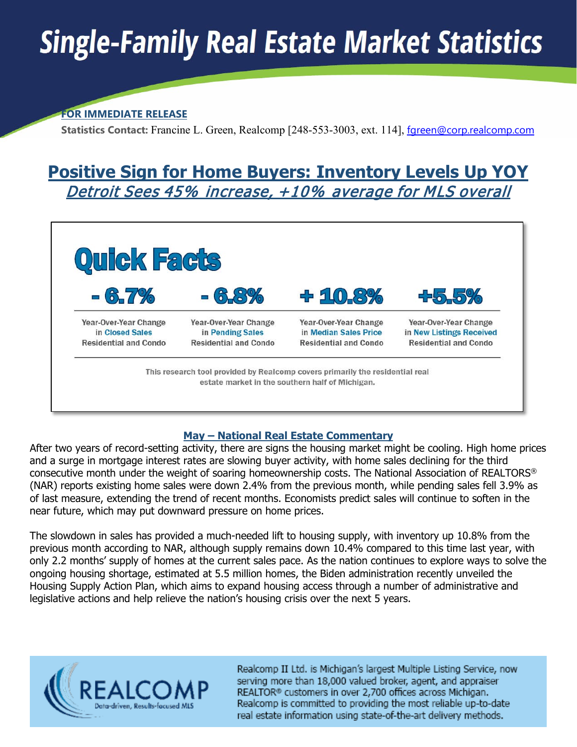# Single-Family Real Estate Market Statistics

**FOR IMMEDIATE RELEASE**

**Statistics Contact:** Francine L. Green, Realcomp [248-553-3003, ext. 114], fgreen@corp.realcomp.com

## Positive Sign for Home Buyers: Inventory Levels Up YOY

*Detroit Sees 45% increase, +10% average for MLS overall*

### Quick Facts

| - 6.7% | - 6.8% | + 10.8% | +5.5% |
|---|---|---|---|
| Year-Over-Year Change in Closed Sales Residential and Condo | Year-Over-Year Change in Pending Sales Residential and Condo | Year-Over-Year Change in Median Sales Price Residential and Condo | Year-Over-Year Change in New Listings Received Residential and Condo |

This research tool provided by Realcomp covers primarily the residential real estate market in the southern half of Michigan.

### May – National Real Estate Commentary

After two years of record-setting activity, there are signs the housing market might be cooling. High home prices and a surge in mortgage interest rates are slowing buyer activity, with home sales declining for the third consecutive month under the weight of soaring homeownership costs. The National Association of REALTORS® (NAR) reports existing home sales were down 2.4% from the previous month, while pending sales fell 3.9% as of last measure, extending the trend of recent months. Economists predict sales will continue to soften in the near future, which may put downward pressure on home prices.

The slowdown in sales has provided a much-needed lift to housing supply, with inventory up 10.8% from the previous month according to NAR, although supply remains down 10.4% compared to this time last year, with only 2.2 months' supply of homes at the current sales pace. As the nation continues to explore ways to solve the ongoing housing shortage, estimated at 5.5 million homes, the Biden administration recently unveiled the Housing Supply Action Plan, which aims to expand housing access through a number of administrative and legislative actions and help relieve the nation's housing crisis over the next 5 years.

REALCOMP — Data-driven, Results-focused MLS

Realcomp II Ltd. is Michigan's largest Multiple Listing Service, now serving more than 18,000 valued broker, agent, and appraiser REALTOR® customers in over 2,700 offices across Michigan. Realcomp is committed to providing the most reliable up-to-date real estate information using state-of-the-art delivery methods.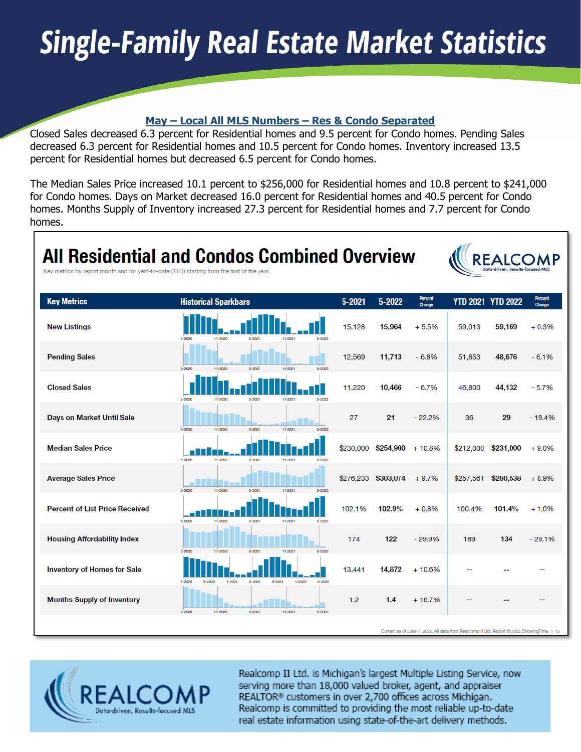# Single-Family Real Estate Market Statistics

## May – Local All MLS Numbers – Res & Condo Separated

Closed Sales decreased 6.3 percent for Residential homes and 9.5 percent for Condo homes. Pending Sales decreased 6.3 percent for Residential homes and 10.5 percent for Condo homes. Inventory increased 13.5 percent for Residential homes but decreased 6.5 percent for Condo homes.

The Median Sales Price increased 10.1 percent to $256,000 for Residential homes and 10.8 percent to $241,000 for Condo homes. Days on Market decreased 16.0 percent for Residential homes and 40.5 percent for Condo homes. Months Supply of Inventory increased 27.3 percent for Residential homes and 7.7 percent for Condo homes.

## All Residential and Condos Combined Overview

REALCOMP Data-driven, Results-focused MLS

Key metrics by report month and for year-to-date (YTD) starting from the first of the year.

| Key Metrics | Historical Sparkbars | 5-2021 | 5-2022 | Percent Change | YTD 2021 | YTD 2022 | Percent Change |
|---|---|---|---|---|---|---|---|
| New Listings | 5-2020 11-2020 5-2021 11-2021 5-2022 | 15,128 | 15,964 | + 5.5% | 59,013 | 59,169 | + 0.3% |
| Pending Sales | 5-2020 11-2020 5-2021 11-2021 5-2022 | 12,569 | 11,713 | - 6.8% | 51,853 | 48,676 | - 6.1% |
| Closed Sales | 5-2020 11-2020 5-2021 11-2021 5-2022 | 11,220 | 10,466 | - 6.7% | 46,800 | 44,132 | - 5.7% |
| Days on Market Until Sale | 5-2020 11-2020 5-2021 11-2021 5-2022 | 27 | 21 | - 22.2% | 36 | 29 | - 19.4% |
| Median Sales Price | 5-2020 11-2020 5-2021 11-2021 5-2022 | $230,000 | $254,900 | + 10.8% | $212,000 | $231,000 | + 9.0% |
| Average Sales Price | 5-2020 11-2020 5-2021 11-2021 5-2022 | $276,233 | $303,074 | + 9.7% | $257,561 | $280,538 | + 8.9% |
| Percent of List Price Received | 5-2020 11-2020 5-2021 11-2021 5-2022 | 102.1% | 102.9% | + 0.8% | 100.4% | 101.4% | + 1.0% |
| Housing Affordability Index | 5-2020 11-2020 5-2021 11-2021 5-2022 | 174 | 122 | - 29.9% | 189 | 134 | - 29.1% |
| Inventory of Homes for Sale | 5-2020 9-2020 1-2021 5-2021 9-2021 1-2022 5-2022 | 13,441 | 14,872 | + 10.6% | -- | -- | -- |
| Months Supply of Inventory | 5-2020 11-2020 5-2021 11-2021 5-2022 | 1.2 | 1.4 | + 16.7% | -- | -- | -- |

Current as of June 7, 2022. All data from Realcomp II Ltd. Report © 2022 ShowingTime. | 15

REALCOMP Data-driven, Results-focused MLS

Realcomp II Ltd. is Michigan's largest Multiple Listing Service, now serving more than 18,000 valued broker, agent, and appraiser REALTOR® customers in over 2,700 offices across Michigan. Realcomp is committed to providing the most reliable up-to-date real estate information using state-of-the-art delivery methods.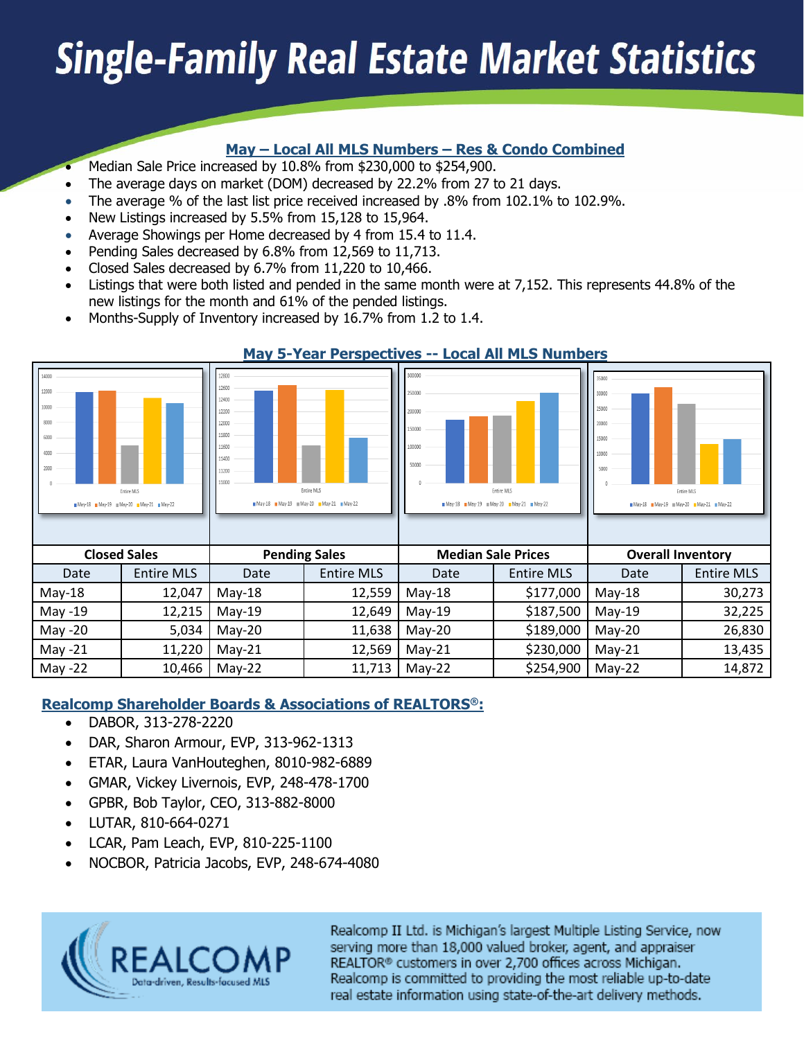# Single-Family Real Estate Market Statistics

## May – Local All MLS Numbers – Res & Condo Combined

- Median Sale Price increased by 10.8% from $230,000 to $254,900.
- The average days on market (DOM) decreased by 22.2% from 27 to 21 days.
- The average % of the last list price received increased by .8% from 102.1% to 102.9%.
- New Listings increased by 5.5% from 15,128 to 15,964.
- Average Showings per Home decreased by 4 from 15.4 to 11.4.
- Pending Sales decreased by 6.8% from 12,569 to 11,713.
- Closed Sales decreased by 6.7% from 11,220 to 10,466.
- Listings that were both listed and pended in the same month were at 7,152. This represents 44.8% of the new listings for the month and 61% of the pended listings.
- Months-Supply of Inventory increased by 16.7% from 1.2 to 1.4.

## May 5-Year Perspectives -- Local All MLS Numbers

| Closed Sales | | Pending Sales | | Median Sale Prices | | Overall Inventory | |
|---|---|---|---|---|---|---|---|
| Date | Entire MLS | Date | Entire MLS | Date | Entire MLS | Date | Entire MLS |
| May-18 | 12,047 | May-18 | 12,559 | May-18 | $177,000 | May-18 | 30,273 |
| May -19 | 12,215 | May-19 | 12,649 | May-19 | $187,500 | May-19 | 32,225 |
| May -20 | 5,034 | May-20 | 11,638 | May-20 | $189,000 | May-20 | 26,830 |
| May -21 | 11,220 | May-21 | 12,569 | May-21 | $230,000 | May-21 | 13,435 |
| May -22 | 10,466 | May-22 | 11,713 | May-22 | $254,900 | May-22 | 14,872 |

## Realcomp Shareholder Boards & Associations of REALTORS®:

- DABOR, 313-278-2220
- DAR, Sharon Armour, EVP, 313-962-1313
- ETAR, Laura VanHouteghen, 8010-982-6889
- GMAR, Vickey Livernois, EVP, 248-478-1700
- GPBR, Bob Taylor, CEO, 313-882-8000
- LUTAR, 810-664-0271
- LCAR, Pam Leach, EVP, 810-225-1100
- NOCBOR, Patricia Jacobs, EVP, 248-674-4080

REALCOMP
Data-driven, Results-focused MLS

Realcomp II Ltd. is Michigan's largest Multiple Listing Service, now serving more than 18,000 valued broker, agent, and appraiser REALTOR® customers in over 2,700 offices across Michigan. Realcomp is committed to providing the most reliable up-to-date real estate information using state-of-the-art delivery methods.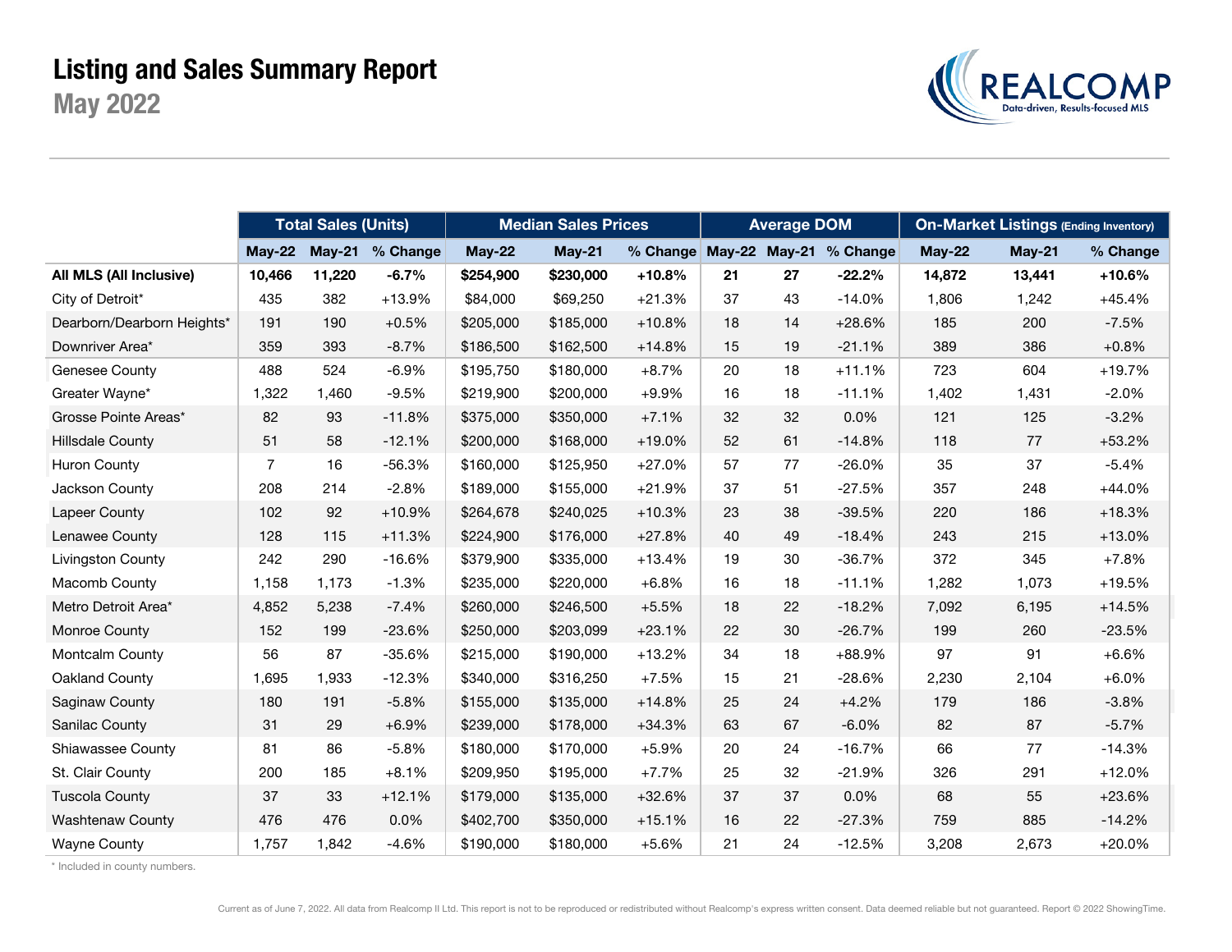# Listing and Sales Summary Report

## May 2022

| | Total Sales (Units) | | | Median Sales Prices | | | Average DOM | | | On-Market Listings (Ending Inventory) | | |
|---|---|---|---|---|---|---|---|---|---|---|---|---|
| | May-22 | May-21 | % Change | May-22 | May-21 | % Change | May-22 | May-21 | % Change | May-22 | May-21 | % Change |
| **All MLS (All Inclusive)** | **10,466** | **11,220** | **-6.7%** | **$254,900** | **$230,000** | **+10.8%** | **21** | **27** | **-22.2%** | **14,872** | **13,441** | **+10.6%** |
| City of Detroit* | 435 | 382 | +13.9% | $84,000 | $69,250 | +21.3% | 37 | 43 | -14.0% | 1,806 | 1,242 | +45.4% |
| Dearborn/Dearborn Heights* | 191 | 190 | +0.5% | $205,000 | $185,000 | +10.8% | 18 | 14 | +28.6% | 185 | 200 | -7.5% |
| Downriver Area* | 359 | 393 | -8.7% | $186,500 | $162,500 | +14.8% | 15 | 19 | -21.1% | 389 | 386 | +0.8% |
| Genesee County | 488 | 524 | -6.9% | $195,750 | $180,000 | +8.7% | 20 | 18 | +11.1% | 723 | 604 | +19.7% |
| Greater Wayne* | 1,322 | 1,460 | -9.5% | $219,900 | $200,000 | +9.9% | 16 | 18 | -11.1% | 1,402 | 1,431 | -2.0% |
| Grosse Pointe Areas* | 82 | 93 | -11.8% | $375,000 | $350,000 | +7.1% | 32 | 32 | 0.0% | 121 | 125 | -3.2% |
| Hillsdale County | 51 | 58 | -12.1% | $200,000 | $168,000 | +19.0% | 52 | 61 | -14.8% | 118 | 77 | +53.2% |
| Huron County | 7 | 16 | -56.3% | $160,000 | $125,950 | +27.0% | 57 | 77 | -26.0% | 35 | 37 | -5.4% |
| Jackson County | 208 | 214 | -2.8% | $189,000 | $155,000 | +21.9% | 37 | 51 | -27.5% | 357 | 248 | +44.0% |
| Lapeer County | 102 | 92 | +10.9% | $264,678 | $240,025 | +10.3% | 23 | 38 | -39.5% | 220 | 186 | +18.3% |
| Lenawee County | 128 | 115 | +11.3% | $224,900 | $176,000 | +27.8% | 40 | 49 | -18.4% | 243 | 215 | +13.0% |
| Livingston County | 242 | 290 | -16.6% | $379,900 | $335,000 | +13.4% | 19 | 30 | -36.7% | 372 | 345 | +7.8% |
| Macomb County | 1,158 | 1,173 | -1.3% | $235,000 | $220,000 | +6.8% | 16 | 18 | -11.1% | 1,282 | 1,073 | +19.5% |
| Metro Detroit Area* | 4,852 | 5,238 | -7.4% | $260,000 | $246,500 | +5.5% | 18 | 22 | -18.2% | 7,092 | 6,195 | +14.5% |
| Monroe County | 152 | 199 | -23.6% | $250,000 | $203,099 | +23.1% | 22 | 30 | -26.7% | 199 | 260 | -23.5% |
| Montcalm County | 56 | 87 | -35.6% | $215,000 | $190,000 | +13.2% | 34 | 18 | +88.9% | 97 | 91 | +6.6% |
| Oakland County | 1,695 | 1,933 | -12.3% | $340,000 | $316,250 | +7.5% | 15 | 21 | -28.6% | 2,230 | 2,104 | +6.0% |
| Saginaw County | 180 | 191 | -5.8% | $155,000 | $135,000 | +14.8% | 25 | 24 | +4.2% | 179 | 186 | -3.8% |
| Sanilac County | 31 | 29 | +6.9% | $239,000 | $178,000 | +34.3% | 63 | 67 | -6.0% | 82 | 87 | -5.7% |
| Shiawassee County | 81 | 86 | -5.8% | $180,000 | $170,000 | +5.9% | 20 | 24 | -16.7% | 66 | 77 | -14.3% |
| St. Clair County | 200 | 185 | +8.1% | $209,950 | $195,000 | +7.7% | 25 | 32 | -21.9% | 326 | 291 | +12.0% |
| Tuscola County | 37 | 33 | +12.1% | $179,000 | $135,000 | +32.6% | 37 | 37 | 0.0% | 68 | 55 | +23.6% |
| Washtenaw County | 476 | 476 | 0.0% | $402,700 | $350,000 | +15.1% | 16 | 22 | -27.3% | 759 | 885 | -14.2% |
| Wayne County | 1,757 | 1,842 | -4.6% | $190,000 | $180,000 | +5.6% | 21 | 24 | -12.5% | 3,208 | 2,673 | +20.0% |

* Included in county numbers.

Current as of June 7, 2022. All data from Realcomp II Ltd. This report is not to be reproduced or redistributed without Realcomp's express written consent. Data deemed reliable but not guaranteed. Report © 2022 ShowingTime.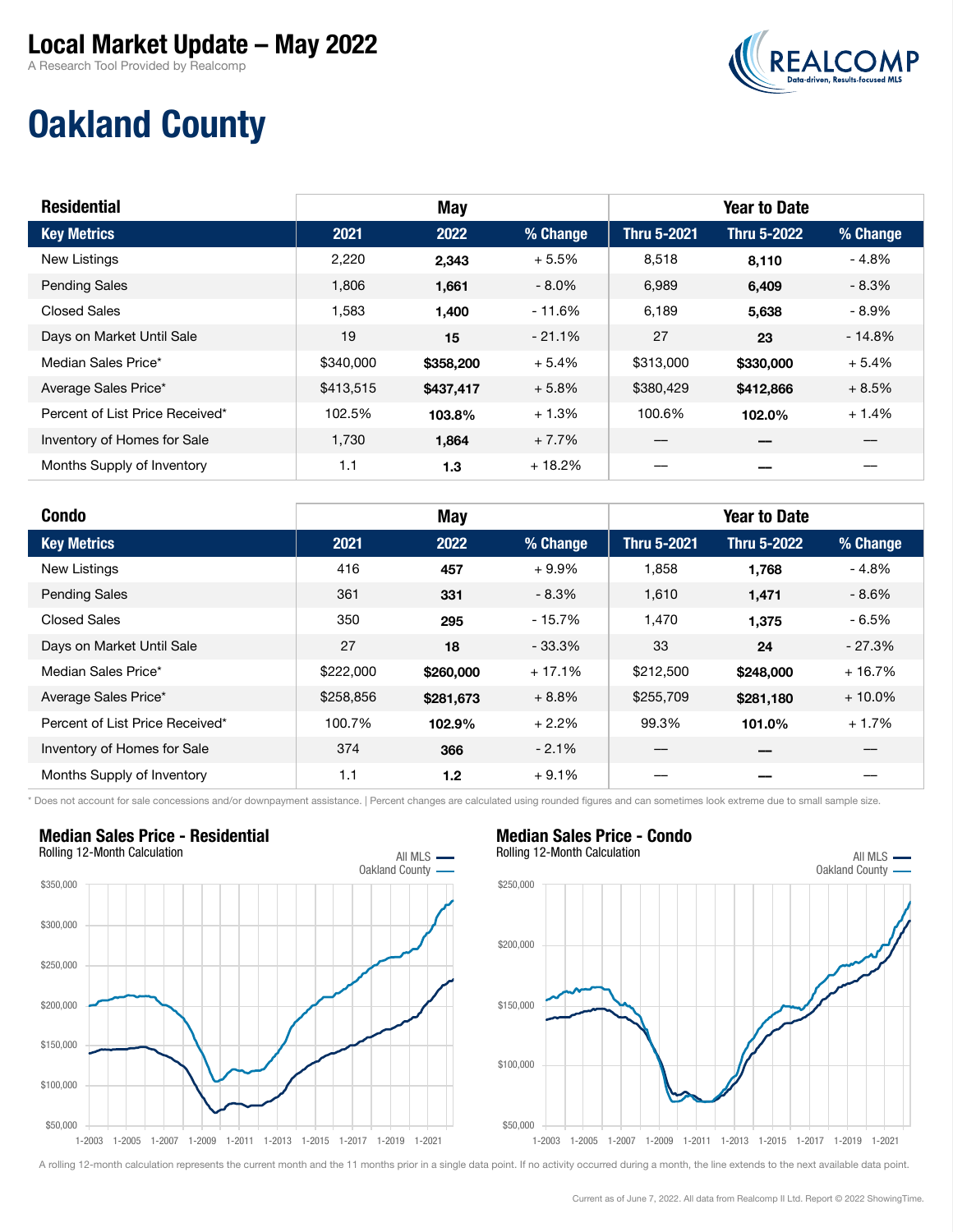# Local Market Update – May 2022

A Research Tool Provided by Realcomp

## Oakland County

| Residential | May | | | Year to Date | | |
|---|---|---|---|---|---|---|
| **Key Metrics** | **2021** | **2022** | **% Change** | **Thru 5-2021** | **Thru 5-2022** | **% Change** |
| New Listings | 2,220 | **2,343** | + 5.5% | 8,518 | **8,110** | - 4.8% |
| Pending Sales | 1,806 | **1,661** | - 8.0% | 6,989 | **6,409** | - 8.3% |
| Closed Sales | 1,583 | **1,400** | - 11.6% | 6,189 | **5,638** | - 8.9% |
| Days on Market Until Sale | 19 | **15** | - 21.1% | 27 | **23** | - 14.8% |
| Median Sales Price* | $340,000 | **$358,200** | + 5.4% | $313,000 | **$330,000** | + 5.4% |
| Average Sales Price* | $413,515 | **$437,417** | + 5.8% | $380,429 | **$412,866** | + 8.5% |
| Percent of List Price Received* | 102.5% | **103.8%** | + 1.3% | 100.6% | **102.0%** | + 1.4% |
| Inventory of Homes for Sale | 1,730 | **1,864** | + 7.7% | — | — | — |
| Months Supply of Inventory | 1.1 | **1.3** | + 18.2% | — | — | — |

| Condo | May | | | Year to Date | | |
|---|---|---|---|---|---|---|
| **Key Metrics** | **2021** | **2022** | **% Change** | **Thru 5-2021** | **Thru 5-2022** | **% Change** |
| New Listings | 416 | **457** | + 9.9% | 1,858 | **1,768** | - 4.8% |
| Pending Sales | 361 | **331** | - 8.3% | 1,610 | **1,471** | - 8.6% |
| Closed Sales | 350 | **295** | - 15.7% | 1,470 | **1,375** | - 6.5% |
| Days on Market Until Sale | 27 | **18** | - 33.3% | 33 | **24** | - 27.3% |
| Median Sales Price* | $222,000 | **$260,000** | + 17.1% | $212,500 | **$248,000** | + 16.7% |
| Average Sales Price* | $258,856 | **$281,673** | + 8.8% | $255,709 | **$281,180** | + 10.0% |
| Percent of List Price Received* | 100.7% | **102.9%** | + 2.2% | 99.3% | **101.0%** | + 1.7% |
| Inventory of Homes for Sale | 374 | **366** | - 2.1% | — | — | — |
| Months Supply of Inventory | 1.1 | **1.2** | + 9.1% | — | — | — |

* Does not account for sale concessions and/or downpayment assistance. | Percent changes are calculated using rounded figures and can sometimes look extreme due to small sample size.

### Median Sales Price - Residential

Rolling 12-Month Calculation

### Median Sales Price - Condo

Rolling 12-Month Calculation

A rolling 12-month calculation represents the current month and the 11 months prior in a single data point. If no activity occurred during a month, the line extends to the next available data point.

Current as of June 7, 2022. All data from Realcomp II Ltd. Report © 2022 ShowingTime.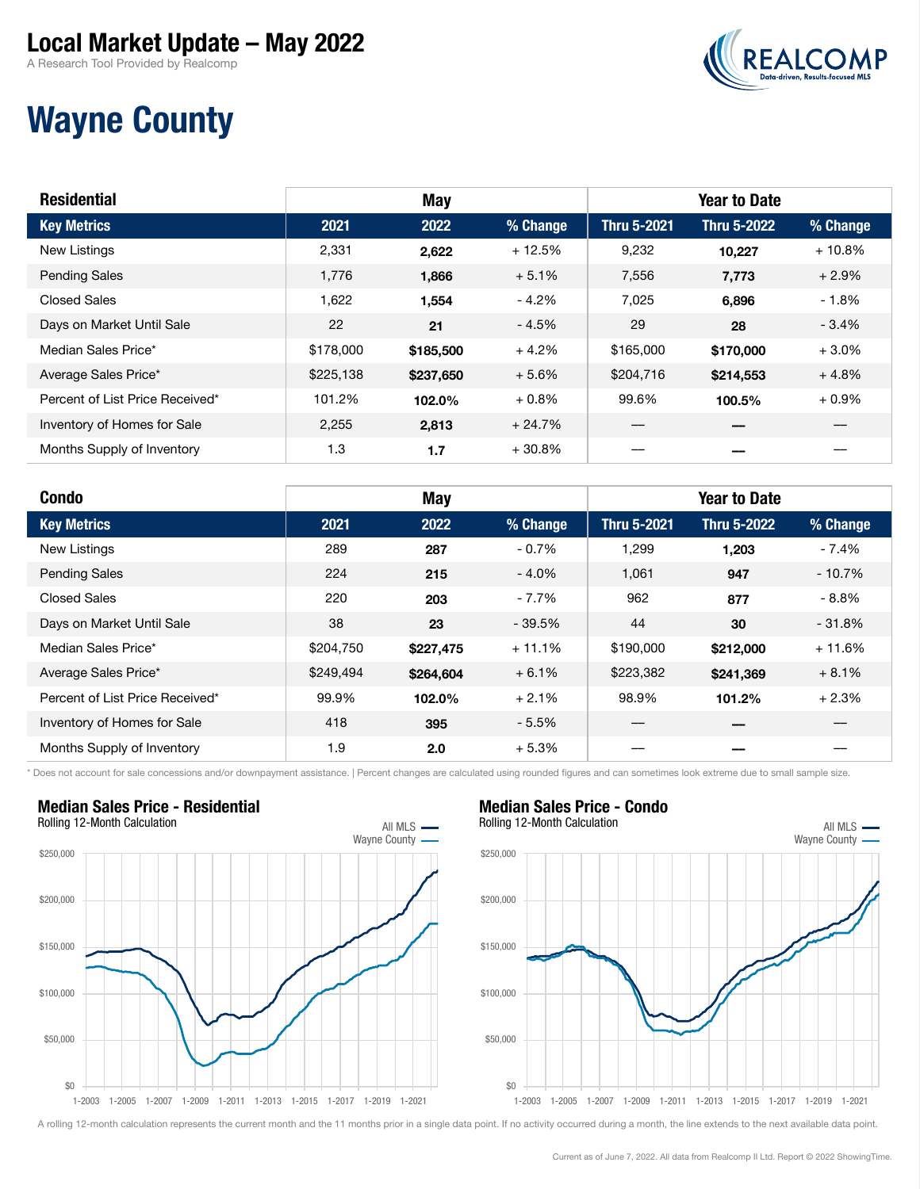# Local Market Update – May 2022

A Research Tool Provided by Realcomp

REALCOMP
Data-driven, Results-focused MLS

# Wayne County

| Residential | May | | | Year to Date | | |
|---|---|---|---|---|---|---|
| **Key Metrics** | **2021** | **2022** | **% Change** | **Thru 5-2021** | **Thru 5-2022** | **% Change** |
| New Listings | 2,331 | **2,622** | + 12.5% | 9,232 | **10,227** | + 10.8% |
| Pending Sales | 1,776 | **1,866** | + 5.1% | 7,556 | **7,773** | + 2.9% |
| Closed Sales | 1,622 | **1,554** | - 4.2% | 7,025 | **6,896** | - 1.8% |
| Days on Market Until Sale | 22 | **21** | - 4.5% | 29 | **28** | - 3.4% |
| Median Sales Price* | $178,000 | **$185,500** | + 4.2% | $165,000 | **$170,000** | + 3.0% |
| Average Sales Price* | $225,138 | **$237,650** | + 5.6% | $204,716 | **$214,553** | + 4.8% |
| Percent of List Price Received* | 101.2% | **102.0%** | + 0.8% | 99.6% | **100.5%** | + 0.9% |
| Inventory of Homes for Sale | 2,255 | **2,813** | + 24.7% | — | **—** | — |
| Months Supply of Inventory | 1.3 | **1.7** | + 30.8% | — | **—** | — |

| Condo | May | | | Year to Date | | |
|---|---|---|---|---|---|---|
| **Key Metrics** | **2021** | **2022** | **% Change** | **Thru 5-2021** | **Thru 5-2022** | **% Change** |
| New Listings | 289 | **287** | - 0.7% | 1,299 | **1,203** | - 7.4% |
| Pending Sales | 224 | **215** | - 4.0% | 1,061 | **947** | - 10.7% |
| Closed Sales | 220 | **203** | - 7.7% | 962 | **877** | - 8.8% |
| Days on Market Until Sale | 38 | **23** | - 39.5% | 44 | **30** | - 31.8% |
| Median Sales Price* | $204,750 | **$227,475** | + 11.1% | $190,000 | **$212,000** | + 11.6% |
| Average Sales Price* | $249,494 | **$264,604** | + 6.1% | $223,382 | **$241,369** | + 8.1% |
| Percent of List Price Received* | 99.9% | **102.0%** | + 2.1% | 98.9% | **101.2%** | + 2.3% |
| Inventory of Homes for Sale | 418 | **395** | - 5.5% | — | **—** | — |
| Months Supply of Inventory | 1.9 | **2.0** | + 5.3% | — | **—** | — |

\* Does not account for sale concessions and/or downpayment assistance. | Percent changes are calculated using rounded figures and can sometimes look extreme due to small sample size.

**Median Sales Price - Residential**
Rolling 12-Month Calculation

All MLS
Wayne County

$250,000
$200,000
$150,000
$100,000
$50,000
$0

1-2003 1-2005 1-2007 1-2009 1-2011 1-2013 1-2015 1-2017 1-2019 1-2021

**Median Sales Price - Condo**
Rolling 12-Month Calculation

All MLS
Wayne County

$250,000
$200,000
$150,000
$100,000
$50,000
$0

1-2003 1-2005 1-2007 1-2009 1-2011 1-2013 1-2015 1-2017 1-2019 1-2021

A rolling 12-month calculation represents the current month and the 11 months prior in a single data point. If no activity occurred during a month, the line extends to the next available data point.

Current as of June 7, 2022. All data from Realcomp II Ltd. Report © 2022 ShowingTime.